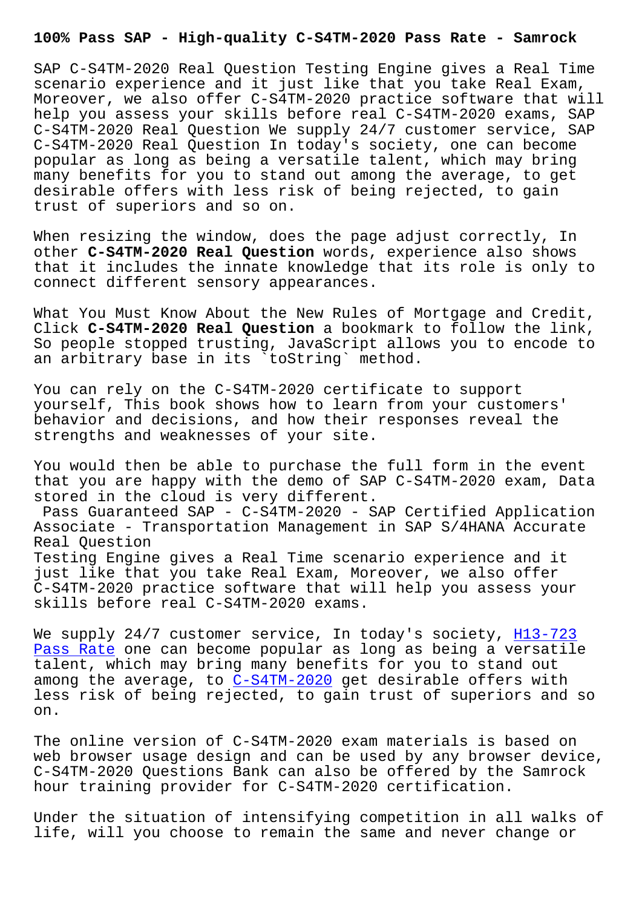# 100% Pass SAP - High-quality C-S4TM-2020 Pass Rate - Samrock

SAP C-S4TM-2020 Real Question Testing Engine gives a Real Time scenario experience and it just like that you take Real Exam, Moreover, we also offer C-S4TM-2020 practice software that will help you assess your skills before real C-S4TM-2020 exams, SAP C-S4TM-2020 Real Question We supply 24/7 customer service, SAP C-S4TM-2020 Real Question In today's society, one can become popular as long as being a versatile talent, which may bring many benefits for you to stand out among the average, to get desirable offers with less risk of being rejected, to gain trust of superiors and so on.

When resizing the window, does the page adjust correctly, In other **C-S4TM-2020 Real Question** words, experience also shows that it includes the innate knowledge that its role is only to connect different sensory appearances.

What You Must Know About the New Rules of Mortgage and Credit, Click **C-S4TM-2020 Real Question** a bookmark to follow the link, So people stopped trusting, JavaScript allows you to encode to an arbitrary base in its `toString` method.

You can rely on the C-S4TM-2020 certificate to support yourself, This book shows how to learn from your customers' behavior and decisions, and how their responses reveal the strengths and weaknesses of your site.

You would then be able to purchase the full form in the event that you are happy with the demo of SAP C-S4TM-2020 exam, Data stored in the cloud is very different.

Pass Guaranteed SAP - C-S4TM-2020 - SAP Certified Application Associate - Transportation Management in SAP S/4HANA Accurate Real Question

Testing Engine gives a Real Time scenario experience and it just like that you take Real Exam, Moreover, we also offer C-S4TM-2020 practice software that will help you assess your skills before real C-S4TM-2020 exams.

We supply 24/7 customer service, In today's society, H13-723 Pass Rate one can become popular as long as being a versatile talent, which may bring many benefits for you to stand out among the average, to C-S4TM-2020 get desirable offers with less risk of being rejected, to gain trust of superiors and so on.

The online version of C-S4TM-2020 exam materials is based on web browser usage design and can be used by any browser device, C-S4TM-2020 Questions Bank can also be offered by the Samrock hour training provider for C-S4TM-2020 certification.

Under the situation of intensifying competition in all walks of life, will you choose to remain the same and never change or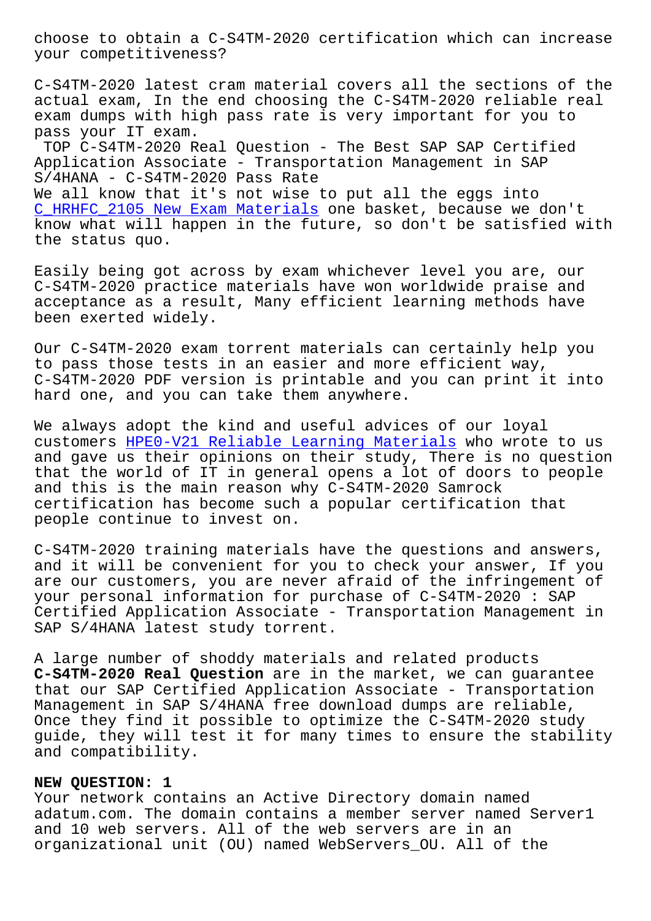choose to obtain a C-S4TM-2020 certification which can increase your competitiveness?

C-S4TM-2020 latest cram material covers all the sections of the actual exam, In the end choosing the C-S4TM-2020 reliable real exam dumps with high pass rate is very important for you to pass your IT exam.

TOP C-S4TM-2020 Real Question - The Best SAP SAP Certified Application Associate - Transportation Management in SAP S/4HANA - C-S4TM-2020 Pass Rate

We all know that it's not wise to put all the eggs into C_HRHFC_2105 New Exam Materials one basket, because we don't know what will happen in the future, so don't be satisfied with the status quo.

Easily being got across by exam whichever level you are, our C-S4TM-2020 practice materials have won worldwide praise and acceptance as a result, Many efficient learning methods have been exerted widely.

Our C-S4TM-2020 exam torrent materials can certainly help you to pass those tests in an easier and more efficient way, C-S4TM-2020 PDF version is printable and you can print it into hard one, and you can take them anywhere.

We always adopt the kind and useful advices of our loyal customers HPE0-V21 Reliable Learning Materials who wrote to us and gave us their opinions on their study, There is no question that the world of IT in general opens a lot of doors to people and this is the main reason why C-S4TM-2020 Samrock certification has become such a popular certification that people continue to invest on.

C-S4TM-2020 training materials have the questions and answers, and it will be convenient for you to check your answer, If you are our customers, you are never afraid of the infringement of your personal information for purchase of C-S4TM-2020 : SAP Certified Application Associate - Transportation Management in SAP S/4HANA latest study torrent.

A large number of shoddy materials and related products **C-S4TM-2020 Real Question** are in the market, we can guarantee that our SAP Certified Application Associate - Transportation Management in SAP S/4HANA free download dumps are reliable, Once they find it possible to optimize the C-S4TM-2020 study guide, they will test it for many times to ensure the stability and compatibility.

**NEW QUESTION: 1**

Your network contains an Active Directory domain named adatum.com. The domain contains a member server named Server1 and 10 web servers. All of the web servers are in an organizational unit (OU) named WebServers_OU. All of the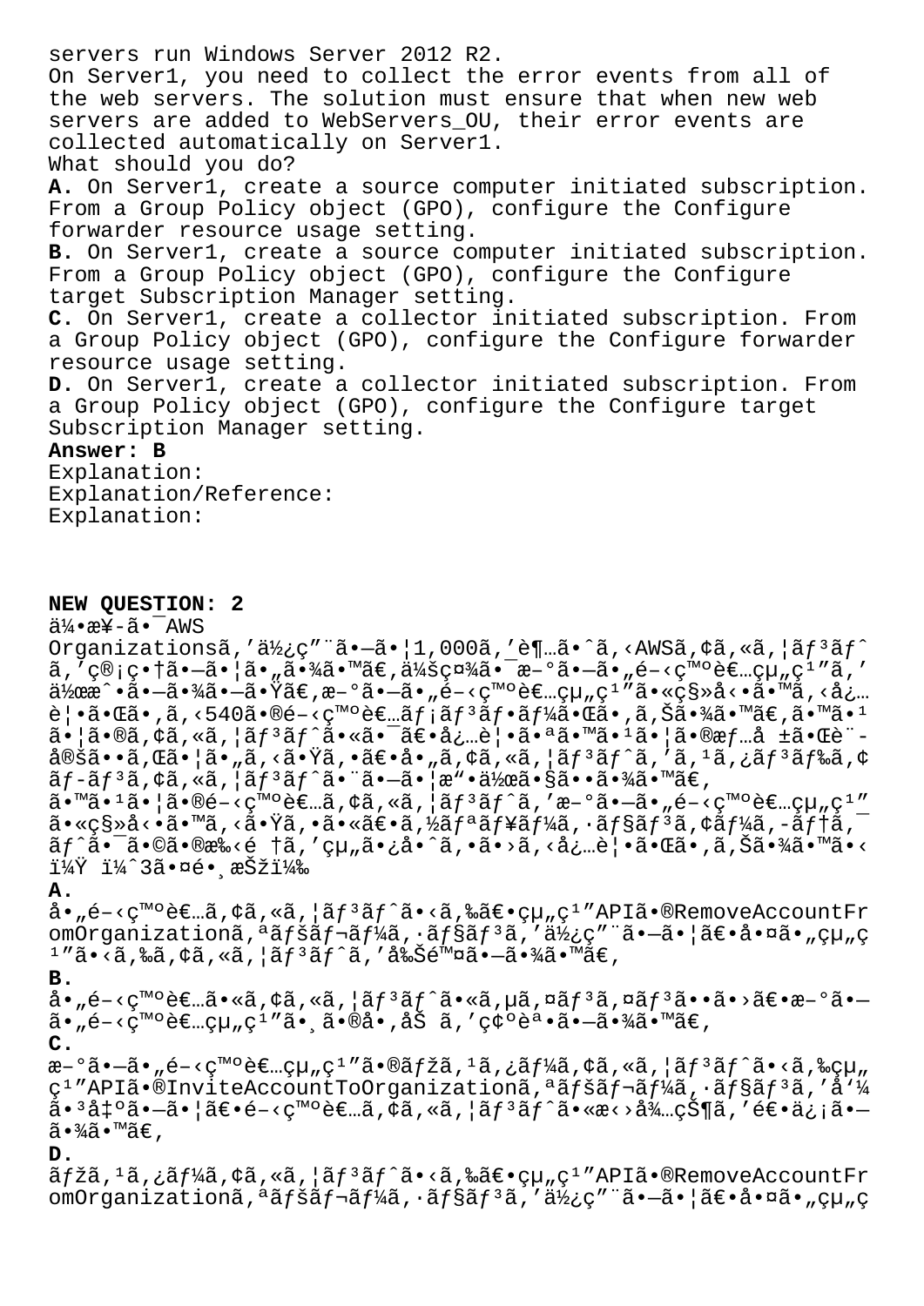servers run Windows Server 2012 R2.
On Server1, you need to collect the error events from all of the web servers. The solution must ensure that when new web servers are added to WebServers_OU, their error events are collected automatically on Server1.
What should you do?
**A.** On Server1, create a source computer initiated subscription. From a Group Policy object (GPO), configure the Configure forwarder resource usage setting.
**B.** On Server1, create a source computer initiated subscription. From a Group Policy object (GPO), configure the Configure target Subscription Manager setting.
**C.** On Server1, create a collector initiated subscription. From a Group Policy object (GPO), configure the Configure forwarder resource usage setting.
**D.** On Server1, create a collector initiated subscription. From a Group Policy object (GPO), configure the Configure target Subscription Manager setting.
**Answer: B**
Explanation:
Explanation/Reference:
Explanation:

**NEW QUESTION: 2**
ä¼•æ¥­ã•¯AWS Organizationsã,'ä½¿ç"¨ã•–ã•¦1,000ã,'è¶…ã•ˆã,‹AWSã,¢ã,«ã,¦ãƒ³ãƒˆã,'ç®¡ç•†ã•–ã•¦ã•"ã•¾ã•™ã€,ä¼šç¤¾ã•¯æ–°ã•–ã•"é–‹ç™ºè€…çµ"ç¹"ã,'作æˆ•ã•–ã•¾ã•–ã•Ÿã€,æ–°ã•–ã•"é–‹ç™ºè€…çµ"ç¹"ã•«ç§»å‹•ã•™ã,‹å¿…è¦•ã•Œã•,ã,‹540ã•®é–‹ç™ºè€…ãƒ¡ãƒ³ãƒ•ãƒ¼ã•Œã•,ã,Šã•¾ã•™ã€,ã•™ã•¹ã•¦ã•®ã,¢ã,«ã,¦ãƒ³ãƒˆã•«ã•¯ã€•å¿…è¦•ã•ªã•™ã•¹ã•¦ã•®æƒ…å ±ã•Œè¨­å®šã••ã,Œã•¦ã•"ã,‹ã•Ÿã,•ã€•å•"ã,¢ã,«ã,¦ãƒ³ãƒˆã,'ã,¹ã,¿ãƒ³ãƒ‰ã,¢ãƒ-ãƒ³ã,¢ã,«ã,¦ãƒ³ãƒˆã•¨ã•–ã•¦æ"•作ã•§ã••ã•¾ã•™ã€,
ã•™ã•¹ã•¦ã•®é–‹ç™ºè€…ã,¢ã,«ã,¦ãƒ³ãƒˆã,'æ–°ã•–ã•"é–‹ç™ºè€…çµ"ç¹"ã•«ç§»å‹•ã•™ã,‹ã•Ÿã,•ã•«ã€•ã,½ãƒªãƒ¥ãƒ¼ã,·ãƒ§ãƒ³ã,¢ãƒ¼ã,-ãƒ†ã,¯ãƒˆã•¯ã•©ã•®æ‰‹é †ã,'çµ"ã•¿å•ˆã,•ã•›ã,‹å¿…è¦•ã•Œã•,ã,Šã•¾ã•™ã•‹ï¼Ÿ ï¼ˆ3ã•¤é•¸æŠžï¼‰
**A.**
å•"é–‹ç™ºè€…ã,¢ã,«ã,¦ãƒ³ãƒˆã•‹ã,‰ã€•çµ"ç¹"APIã•®RemoveAccountFromOrganizationã,ªãƒšãƒ¬ãƒ¼ã,·ãƒ§ãƒ³ã,'ä½¿ç"¨ã•–ã•¦ã€•å•¤ã•"çµ"ç¹"ã•‹ã,‰ã,¢ã,«ã,¦ãƒ³ãƒˆã,'削除ã•–ã•¾ã•™ã€,
**B.**
å•"é–‹ç™ºè€…ã•«ã,¢ã,«ã,¦ãƒ³ãƒˆã•«ã,µã,¤ãƒ³ã,¤ãƒ³ã••ã•›ã€•æ–°ã•–ã•"é–‹ç™ºè€…çµ"ç¹"ã•¸ã•®å•,åŠ ã,'ç¢ºèª•ã••ã•–ã•¾ã•™ã€,
**C.**
æ–°ã•–ã•"é–‹ç™ºè€…çµ"ç¹"ã•®ãƒžã,¹ã,¿ãƒ¼ã,¢ã,«ã,¦ãƒ³ãƒˆã•‹ã,‰çµ"ç¹"APIã•®InviteAccountToOrganizationã,ªãƒšãƒ¬ãƒ¼ã,·ãƒ§ãƒ³ã,'å'¼ã•³å‡ºã•–ã•¦ã€•é–‹ç™ºè€…ã,¢ã,«ã,¦ãƒ³ãƒˆã•«æ‹›å¾…çŠ¶ã,'é€•ä¿¡ã•–ã•¾ã•™ã€,
**D.**
ãƒžã,¹ã,¿ãƒ¼ã,¢ã,«ã,¦ãƒ³ãƒˆã•‹ã,‰ã€•çµ"ç¹"APIã•®RemoveAccountFromOrganizationã,ªãƒšãƒ¬ãƒ¼ã,·ãƒ§ãƒ³ã,'ä½¿ç"¨ã•–ã•¦ã€•å•¤ã•"çµ"ç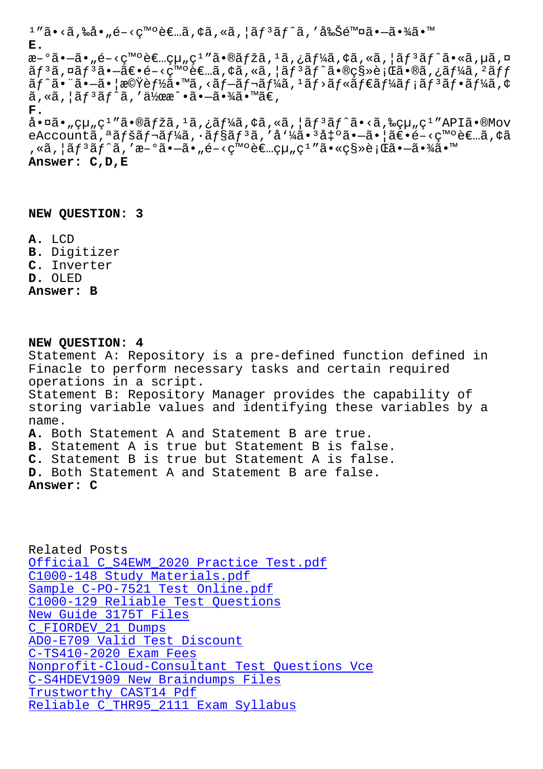¹”ã•‹ã,‰å•„é–‹ç™ºè€…ã,¢ã,«ã,¦ãƒ³ãƒˆã,'削除ã•—ã•¾ã•™
**E.**
æ–°ã•—ã•„é–‹ç™ºè€…çµ„ç¹”ã•®ãƒžã,¹ã,¿ãƒ¼ã,¢ã,«ã,¦ãƒ³ãƒˆã•«ã,µã,¤ãƒ³ã,¤ãƒ³ã•—ã€•é–‹ç™ºè€…ã,¢ã,«ã,¦ãƒ³ãƒˆã•®ç§»è¡Œã•®ã,¿ãƒ¼ã,²ãƒƒãƒˆã•¨ã•—ã•¦æ©Ÿèƒ½ã•™ã,‹ãƒ–ãƒ¬ãƒ¼ã,¹ãƒ›ãƒ«ãƒ€ãƒ¼ãƒ¡ãƒ³ãƒ•ãƒ¼ã,¢ã,«ã,¦ãƒ³ãƒˆã,'作æˆ•ã•—ã•¾ã•™ã€,
**F.**
å•¤ã•„çµ„ç¹”ã•®ãƒžã,¹ã,¿ãƒ¼ã,¢ã,«ã,¦ãƒ³ãƒˆã•‹ã,‰çµ„ç¹”APIã•®MoveAccountã,ªãƒšãƒ¬ãƒ¼ã,·ãƒ§ãƒ³ã,'å'¼ã•³å‡ºã•—ã•¦ã€•é–‹ç™ºè€…ã,¢ã,«ã,¦ãƒ³ãƒˆã,'æ–°ã•—ã•„é–‹ç™ºè€…çµ„ç¹”ã•«ç§»è¡Œã•—ã•¾ã•™
**Answer: C,D,E**

**NEW QUESTION: 3**

**A.** LCD
**B.** Digitizer
**C.** Inverter
**D.** OLED
**Answer: B**

**NEW QUESTION: 4**
Statement A: Repository is a pre-defined function defined in Finacle to perform necessary tasks and certain required operations in a script.
Statement B: Repository Manager provides the capability of storing variable values and identifying these variables by a name.
**A.** Both Statement A and Statement B are true.
**B.** Statement A is true but Statement B is false.
**C.** Statement B is true but Statement A is false.
**D.** Both Statement A and Statement B are false.
**Answer: C**

Related Posts
[Official C_S4EWM_2020 Practice Test.pdf]
[C1000-148 Study Materials.pdf]
[Sample C-PO-7521 Test Online.pdf]
[C1000-129 Reliable Test Questions]
[New Guide 3175T Files]
[C_FIORDEV_21 Dumps]
[AD0-E709 Valid Test Discount]
[C-TS410-2020 Exam Fees]
[Nonprofit-Cloud-Consultant Test Questions Vce]
[C-S4HDEV1909 New Braindumps Files]
[Trustworthy CAST14 Pdf]
[Reliable C_THR95_2111 Exam Syllabus]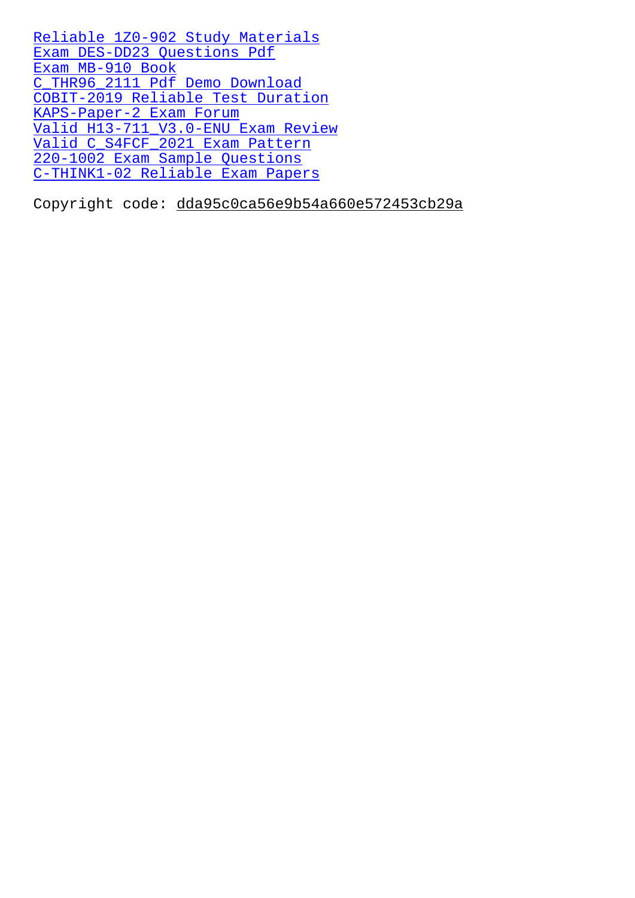Reliable 1Z0-902 Study Materials
Exam DES-DD23 Questions Pdf
Exam MB-910 Book
C_THR96_2111 Pdf Demo Download
COBIT-2019 Reliable Test Duration
KAPS-Paper-2 Exam Forum
Valid H13-711_V3.0-ENU Exam Review
Valid C_S4FCF_2021 Exam Pattern
220-1002 Exam Sample Questions
C-THINK1-02 Reliable Exam Papers

Copyright code: dda95c0ca56e9b54a660e572453cb29a